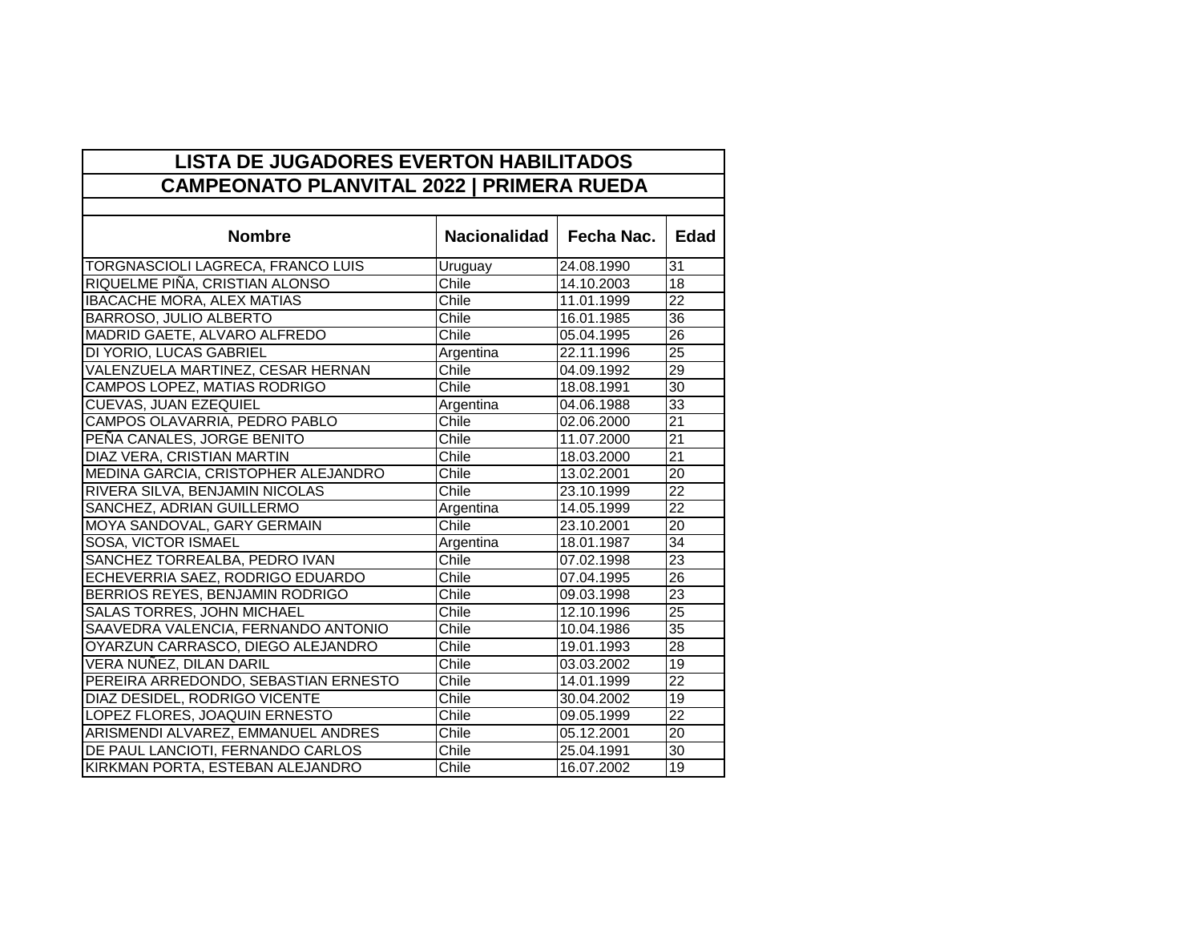# LISTA DE JUGADORES EVERTON HABILITADOS

## CAMPEONATO PLANVITAL 2022 | PRIMERA RUEDA

| Nombre | Nacionalidad | Fecha Nac. | Edad |
|---|---|---|---|
| TORGNASCIOLI LAGRECA, FRANCO LUIS | Uruguay | 24.08.1990 | 31 |
| RIQUELME PIÑA, CRISTIAN ALONSO | Chile | 14.10.2003 | 18 |
| IBACACHE MORA, ALEX MATIAS | Chile | 11.01.1999 | 22 |
| BARROSO, JULIO ALBERTO | Chile | 16.01.1985 | 36 |
| MADRID GAETE, ALVARO ALFREDO | Chile | 05.04.1995 | 26 |
| DI YORIO, LUCAS GABRIEL | Argentina | 22.11.1996 | 25 |
| VALENZUELA MARTINEZ, CESAR HERNAN | Chile | 04.09.1992 | 29 |
| CAMPOS LOPEZ, MATIAS RODRIGO | Chile | 18.08.1991 | 30 |
| CUEVAS, JUAN EZEQUIEL | Argentina | 04.06.1988 | 33 |
| CAMPOS OLAVARRIA, PEDRO PABLO | Chile | 02.06.2000 | 21 |
| PEÑA CANALES, JORGE BENITO | Chile | 11.07.2000 | 21 |
| DIAZ VERA, CRISTIAN MARTIN | Chile | 18.03.2000 | 21 |
| MEDINA GARCIA, CRISTOPHER ALEJANDRO | Chile | 13.02.2001 | 20 |
| RIVERA SILVA, BENJAMIN NICOLAS | Chile | 23.10.1999 | 22 |
| SANCHEZ, ADRIAN GUILLERMO | Argentina | 14.05.1999 | 22 |
| MOYA SANDOVAL, GARY GERMAIN | Chile | 23.10.2001 | 20 |
| SOSA, VICTOR ISMAEL | Argentina | 18.01.1987 | 34 |
| SANCHEZ TORREALBA, PEDRO IVAN | Chile | 07.02.1998 | 23 |
| ECHEVERRIA SAEZ, RODRIGO EDUARDO | Chile | 07.04.1995 | 26 |
| BERRIOS REYES, BENJAMIN RODRIGO | Chile | 09.03.1998 | 23 |
| SALAS TORRES, JOHN MICHAEL | Chile | 12.10.1996 | 25 |
| SAAVEDRA VALENCIA, FERNANDO ANTONIO | Chile | 10.04.1986 | 35 |
| OYARZUN CARRASCO, DIEGO ALEJANDRO | Chile | 19.01.1993 | 28 |
| VERA NUÑEZ, DILAN DARIL | Chile | 03.03.2002 | 19 |
| PEREIRA ARREDONDO, SEBASTIAN ERNESTO | Chile | 14.01.1999 | 22 |
| DIAZ DESIDEL, RODRIGO VICENTE | Chile | 30.04.2002 | 19 |
| LOPEZ FLORES, JOAQUIN ERNESTO | Chile | 09.05.1999 | 22 |
| ARISMENDI ALVAREZ, EMMANUEL ANDRES | Chile | 05.12.2001 | 20 |
| DE PAUL LANCIOTI, FERNANDO CARLOS | Chile | 25.04.1991 | 30 |
| KIRKMAN PORTA, ESTEBAN ALEJANDRO | Chile | 16.07.2002 | 19 |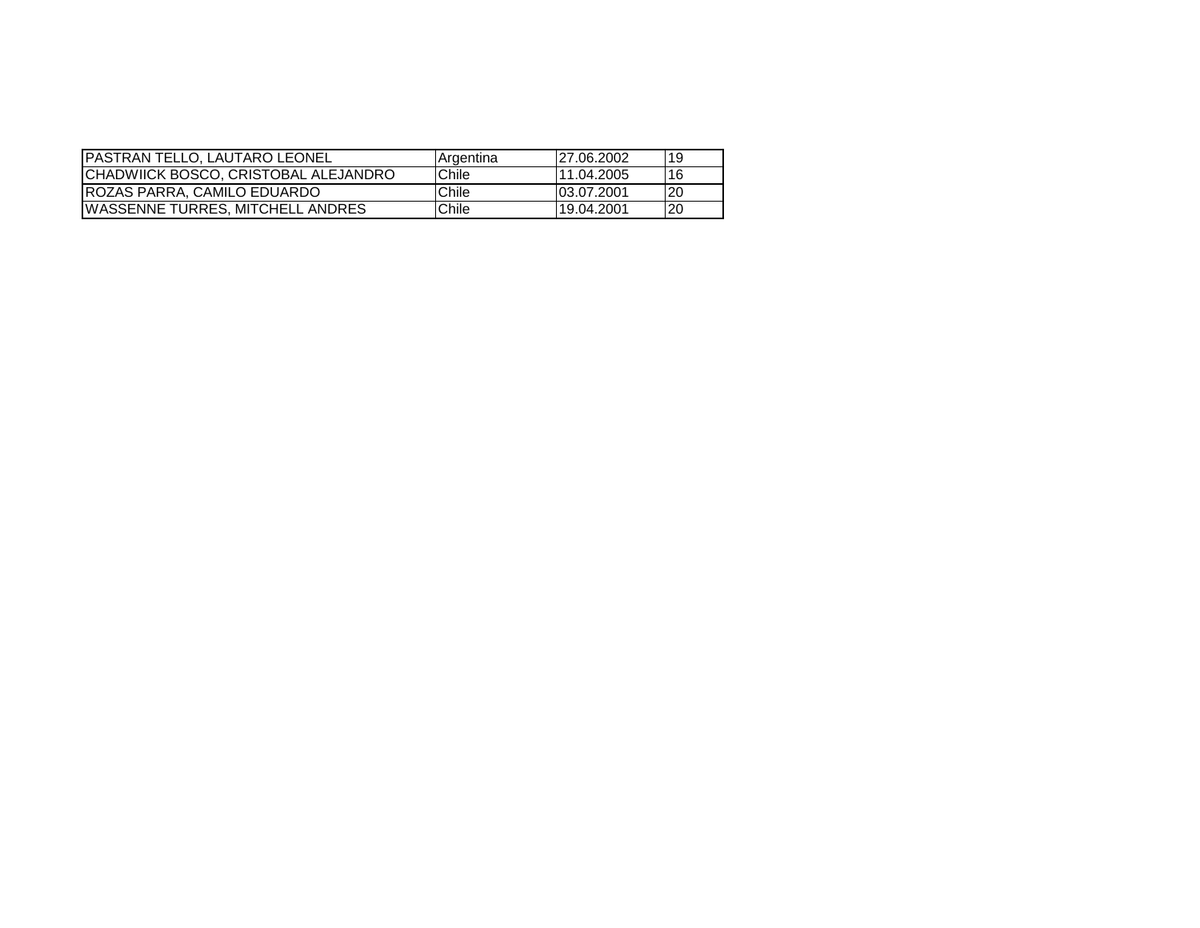| | | | |
|---|---|---|---|
| PASTRAN TELLO, LAUTARO LEONEL | Argentina | 27.06.2002 | 19 |
| CHADWIICK BOSCO, CRISTOBAL ALEJANDRO | Chile | 11.04.2005 | 16 |
| ROZAS PARRA, CAMILO EDUARDO | Chile | 03.07.2001 | 20 |
| WASSENNE TURRES, MITCHELL ANDRES | Chile | 19.04.2001 | 20 |